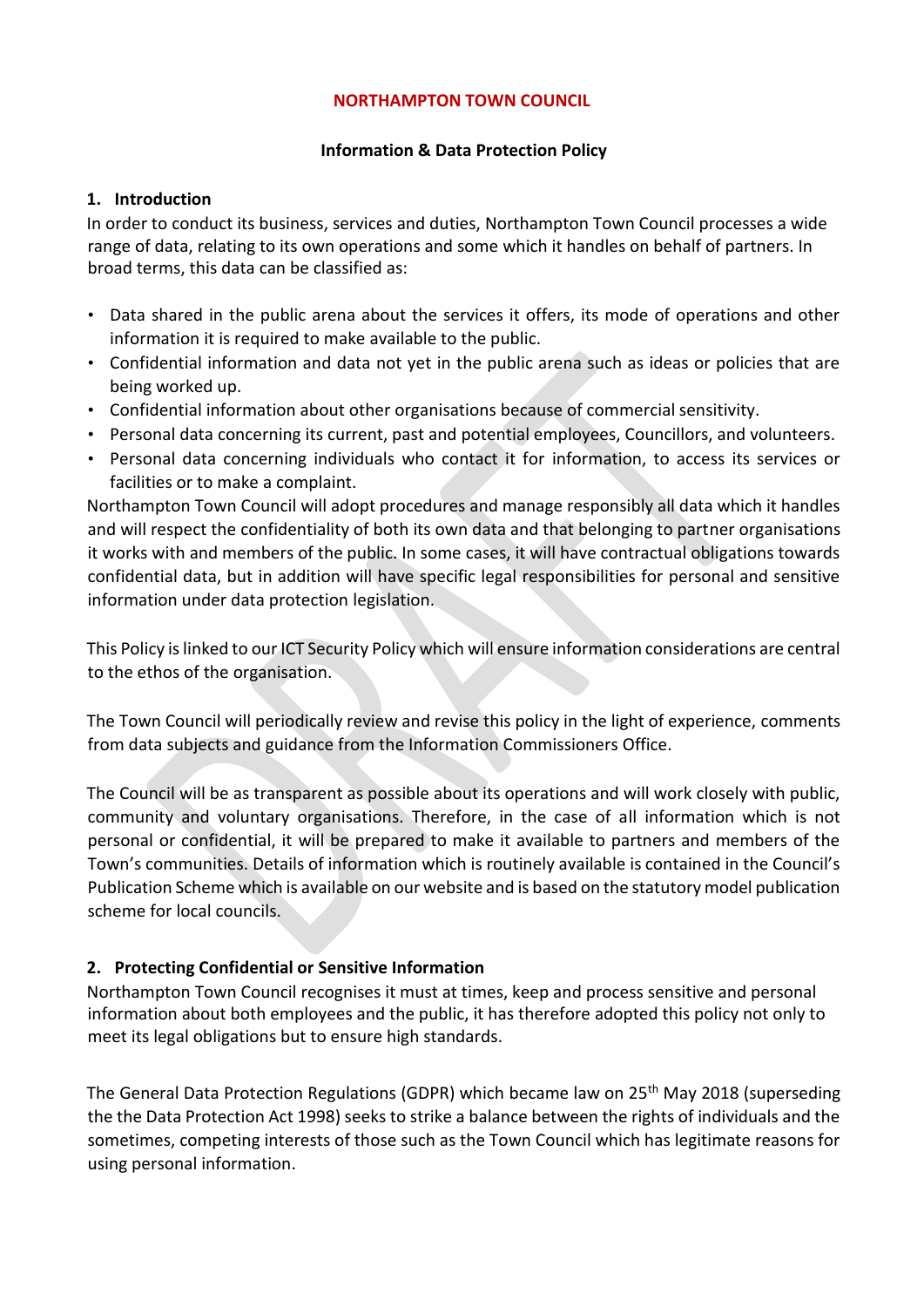**NORTHAMPTON TOWN COUNCIL**

**Information & Data Protection Policy**

## 1. Introduction

In order to conduct its business, services and duties, Northampton Town Council processes a wide range of data, relating to its own operations and some which it handles on behalf of partners. In broad terms, this data can be classified as:

- Data shared in the public arena about the services it offers, its mode of operations and other information it is required to make available to the public.
- Confidential information and data not yet in the public arena such as ideas or policies that are being worked up.
- Confidential information about other organisations because of commercial sensitivity.
- Personal data concerning its current, past and potential employees, Councillors, and volunteers.
- Personal data concerning individuals who contact it for information, to access its services or facilities or to make a complaint.

Northampton Town Council will adopt procedures and manage responsibly all data which it handles and will respect the confidentiality of both its own data and that belonging to partner organisations it works with and members of the public. In some cases, it will have contractual obligations towards confidential data, but in addition will have specific legal responsibilities for personal and sensitive information under data protection legislation.

This Policy is linked to our ICT Security Policy which will ensure information considerations are central to the ethos of the organisation.

The Town Council will periodically review and revise this policy in the light of experience, comments from data subjects and guidance from the Information Commissioners Office.

The Council will be as transparent as possible about its operations and will work closely with public, community and voluntary organisations. Therefore, in the case of all information which is not personal or confidential, it will be prepared to make it available to partners and members of the Town's communities. Details of information which is routinely available is contained in the Council's Publication Scheme which is available on our website and is based on the statutory model publication scheme for local councils.

## 2. Protecting Confidential or Sensitive Information

Northampton Town Council recognises it must at times, keep and process sensitive and personal information about both employees and the public, it has therefore adopted this policy not only to meet its legal obligations but to ensure high standards.

The General Data Protection Regulations (GDPR) which became law on 25th May 2018 (superseding the the Data Protection Act 1998) seeks to strike a balance between the rights of individuals and the sometimes, competing interests of those such as the Town Council which has legitimate reasons for using personal information.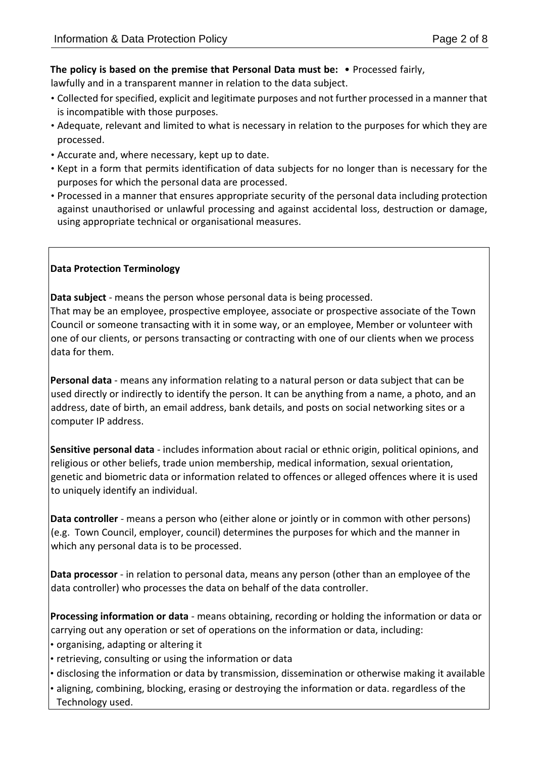**The policy is based on the premise that Personal Data must be:**

- Processed fairly, lawfully and in a transparent manner in relation to the data subject.
- Collected for specified, explicit and legitimate purposes and not further processed in a manner that is incompatible with those purposes.
- Adequate, relevant and limited to what is necessary in relation to the purposes for which they are processed.
- Accurate and, where necessary, kept up to date.
- Kept in a form that permits identification of data subjects for no longer than is necessary for the purposes for which the personal data are processed.
- Processed in a manner that ensures appropriate security of the personal data including protection against unauthorised or unlawful processing and against accidental loss, destruction or damage, using appropriate technical or organisational measures.

**Data Protection Terminology**

**Data subject** - means the person whose personal data is being processed.
That may be an employee, prospective employee, associate or prospective associate of the Town Council or someone transacting with it in some way, or an employee, Member or volunteer with one of our clients, or persons transacting or contracting with one of our clients when we process data for them.

**Personal data** - means any information relating to a natural person or data subject that can be used directly or indirectly to identify the person. It can be anything from a name, a photo, and an address, date of birth, an email address, bank details, and posts on social networking sites or a computer IP address.

**Sensitive personal data** - includes information about racial or ethnic origin, political opinions, and religious or other beliefs, trade union membership, medical information, sexual orientation, genetic and biometric data or information related to offences or alleged offences where it is used to uniquely identify an individual.

**Data controller** - means a person who (either alone or jointly or in common with other persons) (e.g. Town Council, employer, council) determines the purposes for which and the manner in which any personal data is to be processed.

**Data processor** - in relation to personal data, means any person (other than an employee of the data controller) who processes the data on behalf of the data controller.

**Processing information or data** - means obtaining, recording or holding the information or data or carrying out any operation or set of operations on the information or data, including:

- organising, adapting or altering it
- retrieving, consulting or using the information or data
- disclosing the information or data by transmission, dissemination or otherwise making it available
- aligning, combining, blocking, erasing or destroying the information or data. regardless of the Technology used.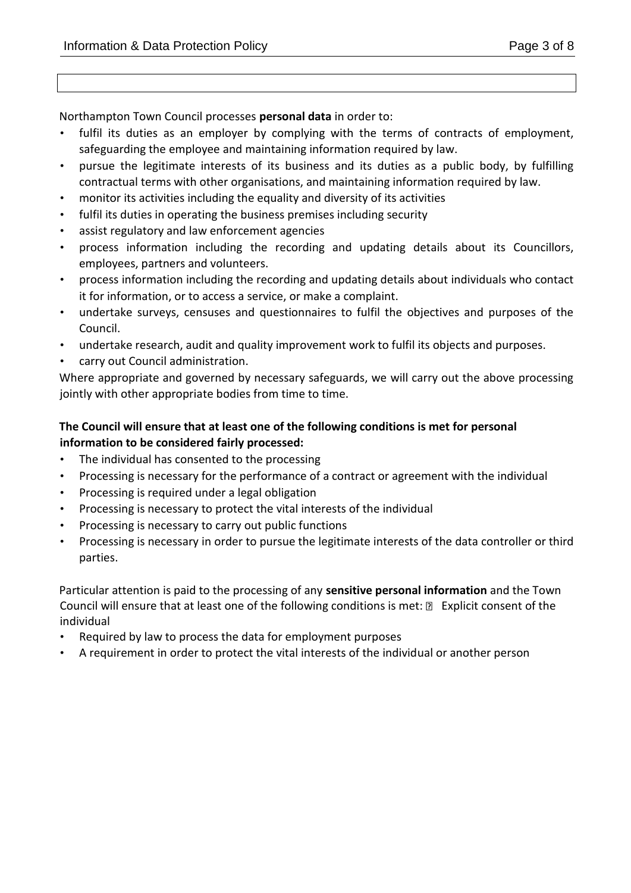Northampton Town Council processes **personal data** in order to:

- fulfil its duties as an employer by complying with the terms of contracts of employment, safeguarding the employee and maintaining information required by law.
- pursue the legitimate interests of its business and its duties as a public body, by fulfilling contractual terms with other organisations, and maintaining information required by law.
- monitor its activities including the equality and diversity of its activities
- fulfil its duties in operating the business premises including security
- assist regulatory and law enforcement agencies
- process information including the recording and updating details about its Councillors, employees, partners and volunteers.
- process information including the recording and updating details about individuals who contact it for information, or to access a service, or make a complaint.
- undertake surveys, censuses and questionnaires to fulfil the objectives and purposes of the Council.
- undertake research, audit and quality improvement work to fulfil its objects and purposes.
- carry out Council administration.

Where appropriate and governed by necessary safeguards, we will carry out the above processing jointly with other appropriate bodies from time to time.

**The Council will ensure that at least one of the following conditions is met for personal information to be considered fairly processed:**

- The individual has consented to the processing
- Processing is necessary for the performance of a contract or agreement with the individual
- Processing is required under a legal obligation
- Processing is necessary to protect the vital interests of the individual
- Processing is necessary to carry out public functions
- Processing is necessary in order to pursue the legitimate interests of the data controller or third parties.

Particular attention is paid to the processing of any **sensitive personal information** and the Town Council will ensure that at least one of the following conditions is met:

- Explicit consent of the individual
- Required by law to process the data for employment purposes
- A requirement in order to protect the vital interests of the individual or another person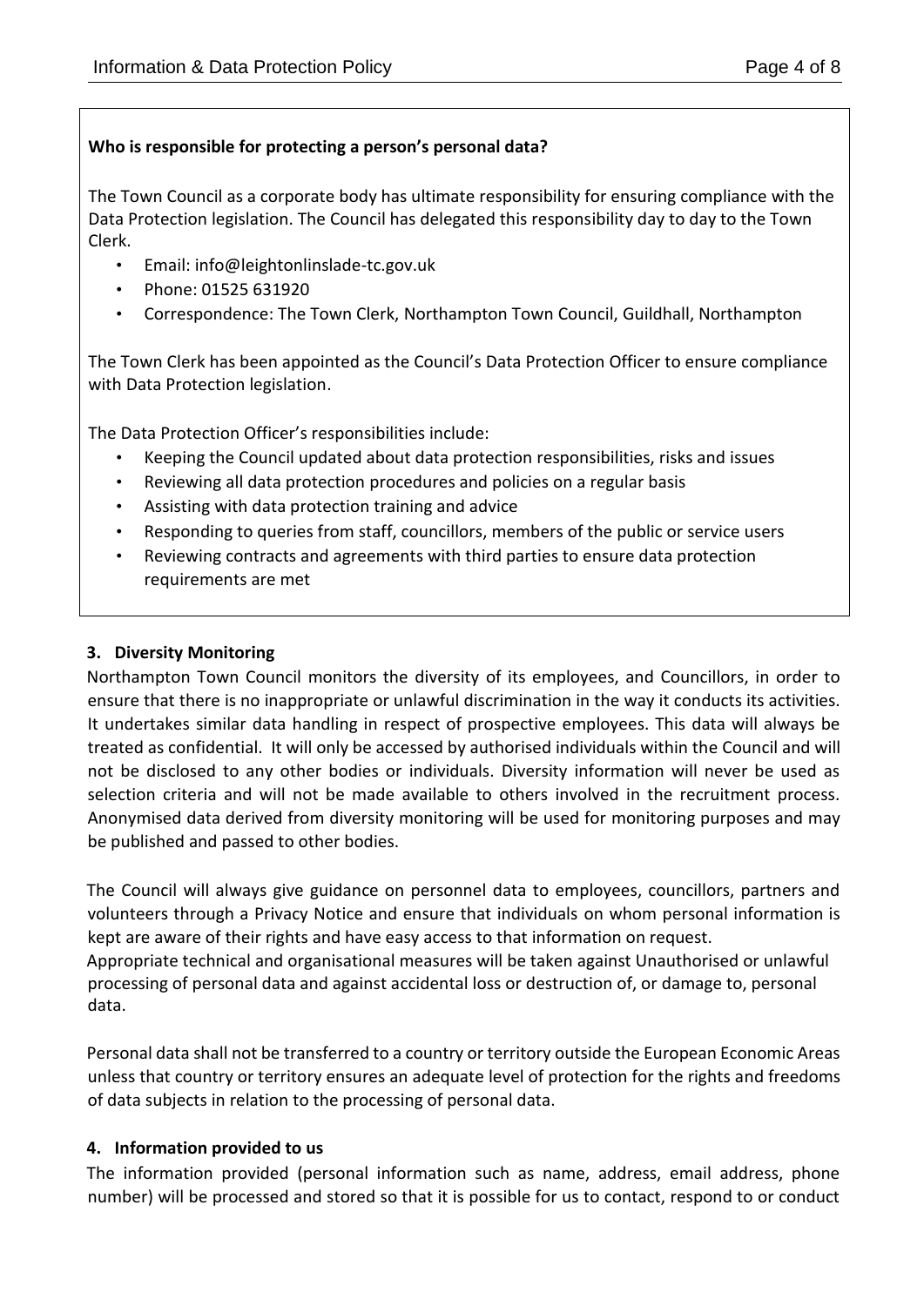**Who is responsible for protecting a person's personal data?**

The Town Council as a corporate body has ultimate responsibility for ensuring compliance with the Data Protection legislation. The Council has delegated this responsibility day to day to the Town Clerk.

- Email: info@leightonlinslade-tc.gov.uk
- Phone: 01525 631920
- Correspondence: The Town Clerk, Northampton Town Council, Guildhall, Northampton

The Town Clerk has been appointed as the Council's Data Protection Officer to ensure compliance with Data Protection legislation.

The Data Protection Officer's responsibilities include:

- Keeping the Council updated about data protection responsibilities, risks and issues
- Reviewing all data protection procedures and policies on a regular basis
- Assisting with data protection training and advice
- Responding to queries from staff, councillors, members of the public or service users
- Reviewing contracts and agreements with third parties to ensure data protection requirements are met

## 3. Diversity Monitoring

Northampton Town Council monitors the diversity of its employees, and Councillors, in order to ensure that there is no inappropriate or unlawful discrimination in the way it conducts its activities. It undertakes similar data handling in respect of prospective employees. This data will always be treated as confidential. It will only be accessed by authorised individuals within the Council and will not be disclosed to any other bodies or individuals. Diversity information will never be used as selection criteria and will not be made available to others involved in the recruitment process. Anonymised data derived from diversity monitoring will be used for monitoring purposes and may be published and passed to other bodies.

The Council will always give guidance on personnel data to employees, councillors, partners and volunteers through a Privacy Notice and ensure that individuals on whom personal information is kept are aware of their rights and have easy access to that information on request.
Appropriate technical and organisational measures will be taken against Unauthorised or unlawful processing of personal data and against accidental loss or destruction of, or damage to, personal data.

Personal data shall not be transferred to a country or territory outside the European Economic Areas unless that country or territory ensures an adequate level of protection for the rights and freedoms of data subjects in relation to the processing of personal data.

## 4. Information provided to us

The information provided (personal information such as name, address, email address, phone number) will be processed and stored so that it is possible for us to contact, respond to or conduct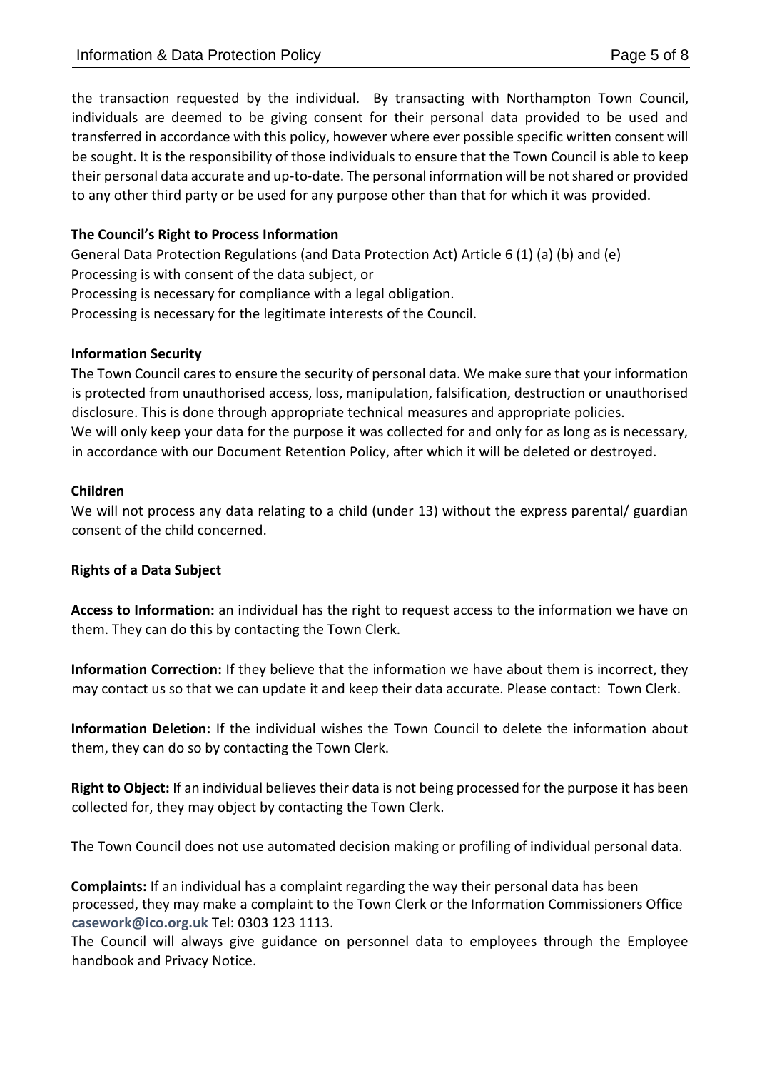the transaction requested by the individual. By transacting with Northampton Town Council, individuals are deemed to be giving consent for their personal data provided to be used and transferred in accordance with this policy, however where ever possible specific written consent will be sought. It is the responsibility of those individuals to ensure that the Town Council is able to keep their personal data accurate and up-to-date. The personal information will be not shared or provided to any other third party or be used for any purpose other than that for which it was provided.

**The Council's Right to Process Information**

General Data Protection Regulations (and Data Protection Act) Article 6 (1) (a) (b) and (e)
Processing is with consent of the data subject, or
Processing is necessary for compliance with a legal obligation.
Processing is necessary for the legitimate interests of the Council.

**Information Security**

The Town Council cares to ensure the security of personal data. We make sure that your information is protected from unauthorised access, loss, manipulation, falsification, destruction or unauthorised disclosure. This is done through appropriate technical measures and appropriate policies.
We will only keep your data for the purpose it was collected for and only for as long as is necessary, in accordance with our Document Retention Policy, after which it will be deleted or destroyed.

**Children**

We will not process any data relating to a child (under 13) without the express parental/ guardian consent of the child concerned.

**Rights of a Data Subject**

**Access to Information:** an individual has the right to request access to the information we have on them. They can do this by contacting the Town Clerk.

**Information Correction:** If they believe that the information we have about them is incorrect, they may contact us so that we can update it and keep their data accurate. Please contact: Town Clerk.

**Information Deletion:** If the individual wishes the Town Council to delete the information about them, they can do so by contacting the Town Clerk.

**Right to Object:** If an individual believes their data is not being processed for the purpose it has been collected for, they may object by contacting the Town Clerk.

The Town Council does not use automated decision making or profiling of individual personal data.

**Complaints:** If an individual has a complaint regarding the way their personal data has been processed, they may make a complaint to the Town Clerk or the Information Commissioners Office **casework@ico.org.uk** Tel: 0303 123 1113.
The Council will always give guidance on personnel data to employees through the Employee handbook and Privacy Notice.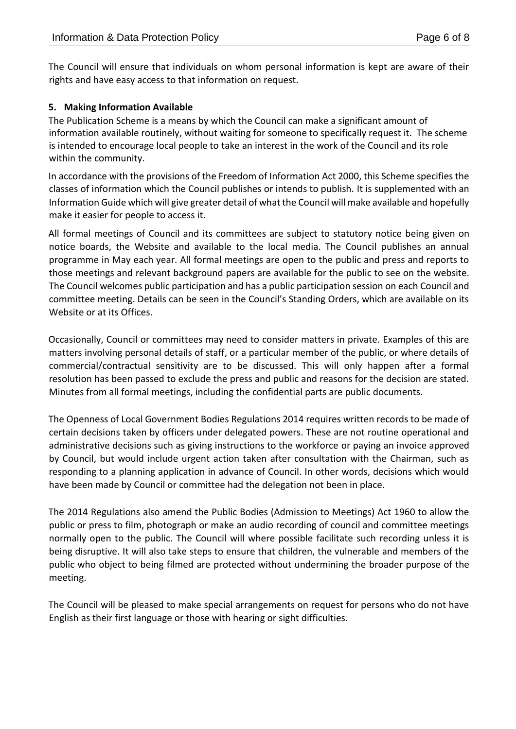The Council will ensure that individuals on whom personal information is kept are aware of their rights and have easy access to that information on request.

## 5. Making Information Available

The Publication Scheme is a means by which the Council can make a significant amount of information available routinely, without waiting for someone to specifically request it. The scheme is intended to encourage local people to take an interest in the work of the Council and its role within the community.

In accordance with the provisions of the Freedom of Information Act 2000, this Scheme specifies the classes of information which the Council publishes or intends to publish. It is supplemented with an Information Guide which will give greater detail of what the Council will make available and hopefully make it easier for people to access it.

All formal meetings of Council and its committees are subject to statutory notice being given on notice boards, the Website and available to the local media. The Council publishes an annual programme in May each year. All formal meetings are open to the public and press and reports to those meetings and relevant background papers are available for the public to see on the website. The Council welcomes public participation and has a public participation session on each Council and committee meeting. Details can be seen in the Council's Standing Orders, which are available on its Website or at its Offices.

Occasionally, Council or committees may need to consider matters in private. Examples of this are matters involving personal details of staff, or a particular member of the public, or where details of commercial/contractual sensitivity are to be discussed. This will only happen after a formal resolution has been passed to exclude the press and public and reasons for the decision are stated. Minutes from all formal meetings, including the confidential parts are public documents.

The Openness of Local Government Bodies Regulations 2014 requires written records to be made of certain decisions taken by officers under delegated powers. These are not routine operational and administrative decisions such as giving instructions to the workforce or paying an invoice approved by Council, but would include urgent action taken after consultation with the Chairman, such as responding to a planning application in advance of Council. In other words, decisions which would have been made by Council or committee had the delegation not been in place.

The 2014 Regulations also amend the Public Bodies (Admission to Meetings) Act 1960 to allow the public or press to film, photograph or make an audio recording of council and committee meetings normally open to the public. The Council will where possible facilitate such recording unless it is being disruptive. It will also take steps to ensure that children, the vulnerable and members of the public who object to being filmed are protected without undermining the broader purpose of the meeting.

The Council will be pleased to make special arrangements on request for persons who do not have English as their first language or those with hearing or sight difficulties.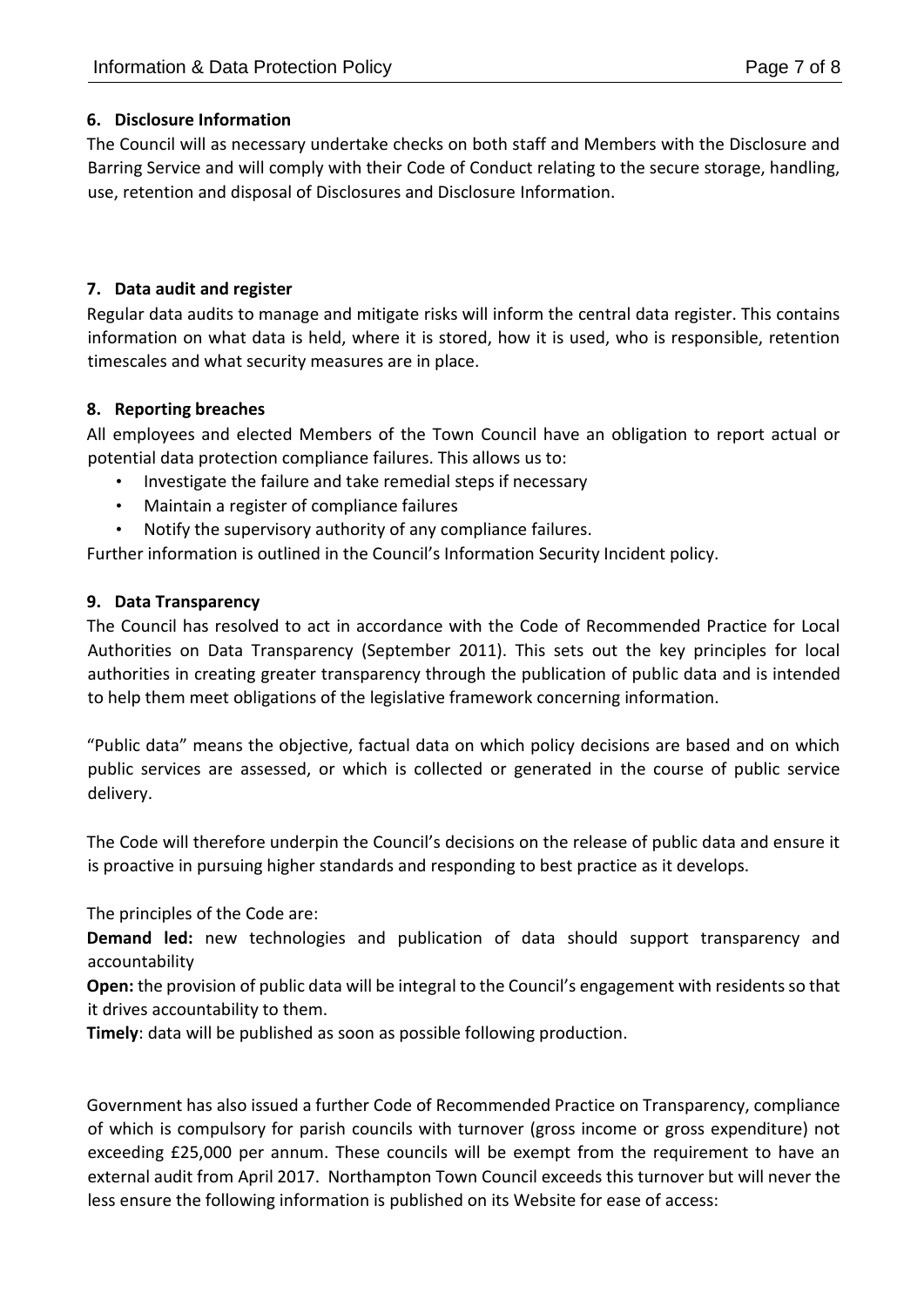## 6. Disclosure Information

The Council will as necessary undertake checks on both staff and Members with the Disclosure and Barring Service and will comply with their Code of Conduct relating to the secure storage, handling, use, retention and disposal of Disclosures and Disclosure Information.

## 7. Data audit and register

Regular data audits to manage and mitigate risks will inform the central data register. This contains information on what data is held, where it is stored, how it is used, who is responsible, retention timescales and what security measures are in place.

## 8. Reporting breaches

All employees and elected Members of the Town Council have an obligation to report actual or potential data protection compliance failures. This allows us to:

- Investigate the failure and take remedial steps if necessary
- Maintain a register of compliance failures
- Notify the supervisory authority of any compliance failures.

Further information is outlined in the Council's Information Security Incident policy.

## 9. Data Transparency

The Council has resolved to act in accordance with the Code of Recommended Practice for Local Authorities on Data Transparency (September 2011). This sets out the key principles for local authorities in creating greater transparency through the publication of public data and is intended to help them meet obligations of the legislative framework concerning information.

"Public data" means the objective, factual data on which policy decisions are based and on which public services are assessed, or which is collected or generated in the course of public service delivery.

The Code will therefore underpin the Council's decisions on the release of public data and ensure it is proactive in pursuing higher standards and responding to best practice as it develops.

The principles of the Code are:

**Demand led:** new technologies and publication of data should support transparency and accountability

**Open:** the provision of public data will be integral to the Council's engagement with residents so that it drives accountability to them.

**Timely**: data will be published as soon as possible following production.

Government has also issued a further Code of Recommended Practice on Transparency, compliance of which is compulsory for parish councils with turnover (gross income or gross expenditure) not exceeding £25,000 per annum. These councils will be exempt from the requirement to have an external audit from April 2017. Northampton Town Council exceeds this turnover but will never the less ensure the following information is published on its Website for ease of access: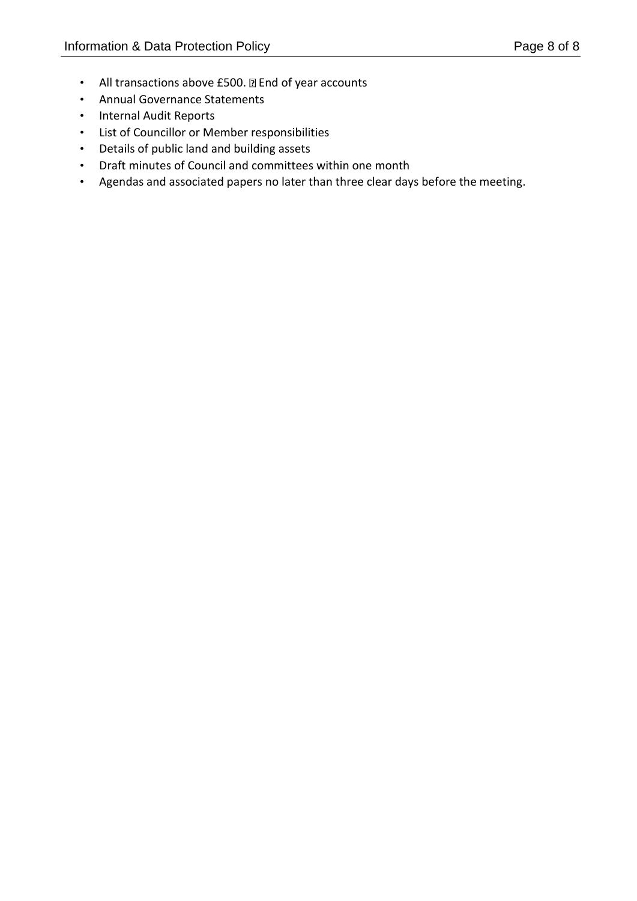- All transactions above £500. ▯ End of year accounts
- Annual Governance Statements
- Internal Audit Reports
- List of Councillor or Member responsibilities
- Details of public land and building assets
- Draft minutes of Council and committees within one month
- Agendas and associated papers no later than three clear days before the meeting.